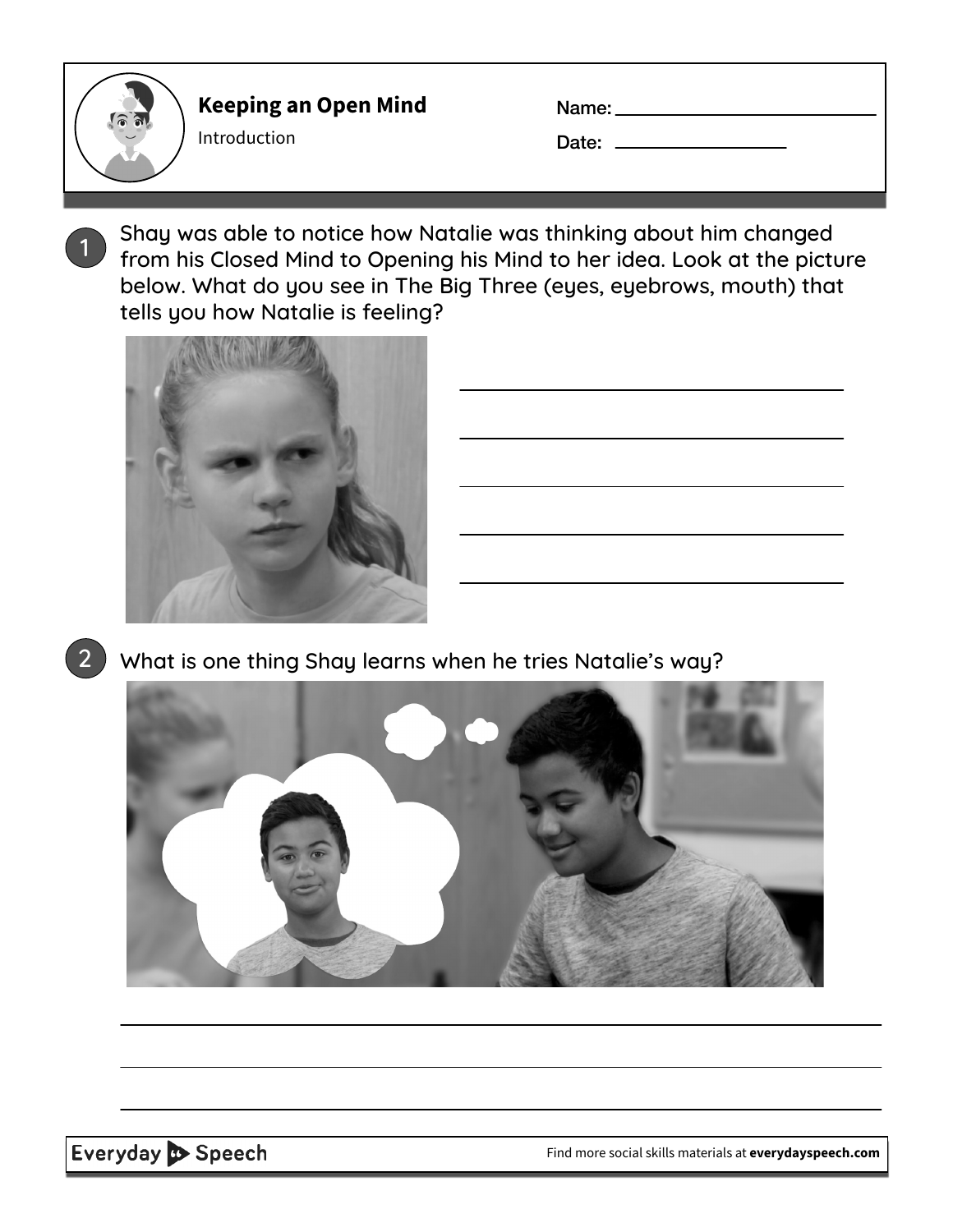# Keeping an Open Mind

Introduction

Name: ______________________

Date: ______________

1. Shay was able to notice how Natalie was thinking about him changed from his Closed Mind to Opening his Mind to her idea. Look at the picture below. What do you see in The Big Three (eyes, eyebrows, mouth) that tells you how Natalie is feeling?

______________________________________

______________________________________

______________________________________

______________________________________

______________________________________

2. What is one thing Shay learns when he tries Natalie's way?

______________________________________________________________________

______________________________________________________________________

______________________________________________________________________

Everyday Speech

Find more social skills materials at **everydayspeech.com**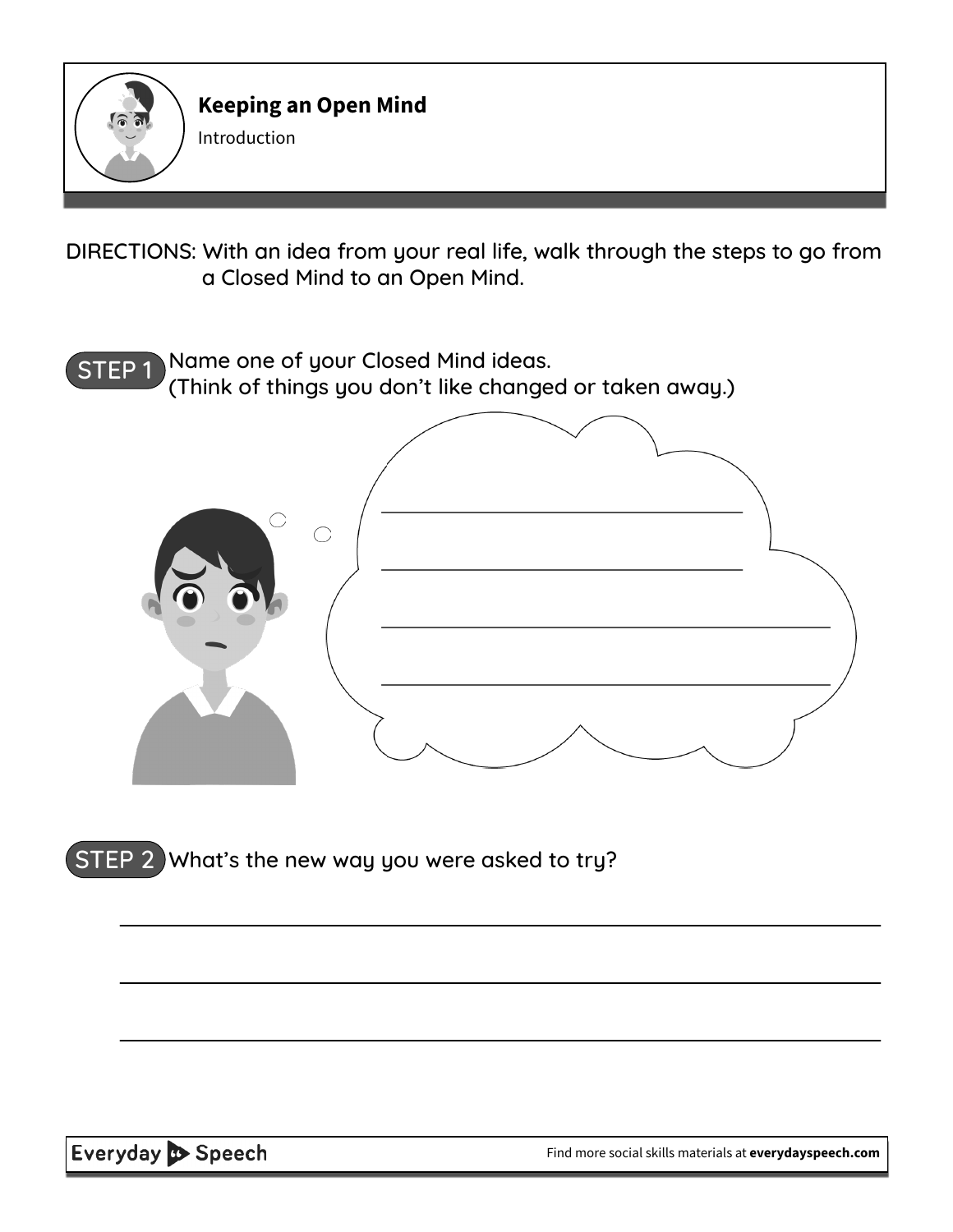## Keeping an Open Mind

Introduction

DIRECTIONS: With an idea from your real life, walk through the steps to go from a Closed Mind to an Open Mind.

**STEP 1** Name one of your Closed Mind ideas.
(Think of things you don't like changed or taken away.)

________________________________

________________________________

________________________________

________________________________

**STEP 2** What's the new way you were asked to try?

________________________________________________________________

________________________________________________________________

________________________________________________________________

Everyday Speech — Find more social skills materials at **everydayspeech.com**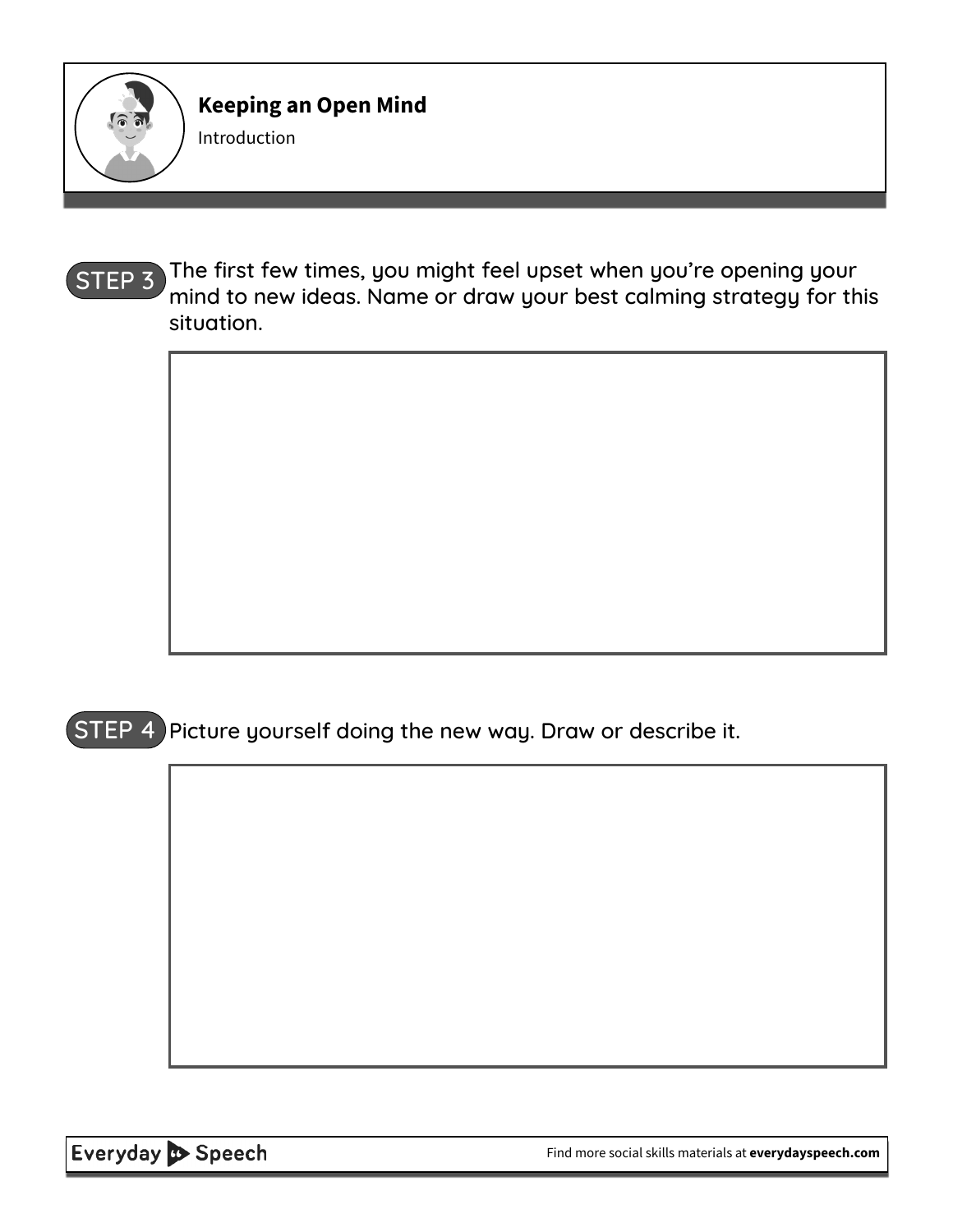# Keeping an Open Mind

Introduction

**STEP 3** The first few times, you might feel upset when you're opening your mind to new ideas. Name or draw your best calming strategy for this situation.

**STEP 4** Picture yourself doing the new way. Draw or describe it.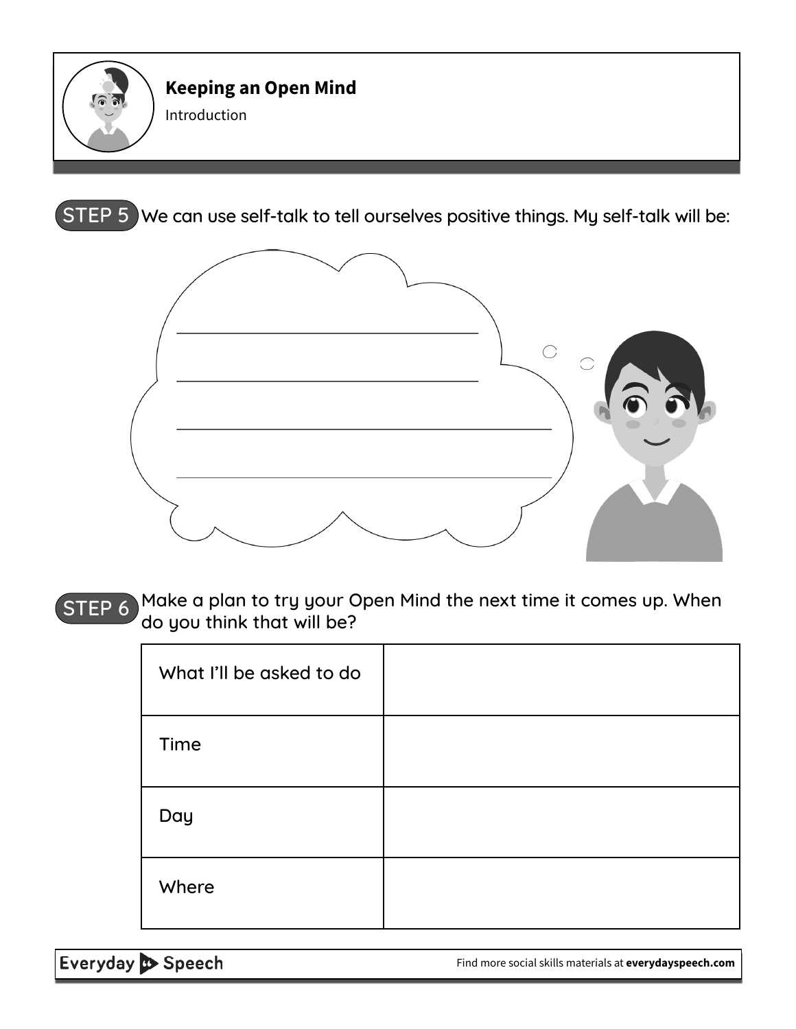# Keeping an Open Mind

Introduction

**STEP 5** We can use self-talk to tell ourselves positive things. My self-talk will be:

______________________________

______________________________

______________________________

______________________________

**STEP 6** Make a plan to try your Open Mind the next time it comes up. When do you think that will be?

| | |
|---|---|
| What I'll be asked to do | |
| Time | |
| Day | |
| Where | |